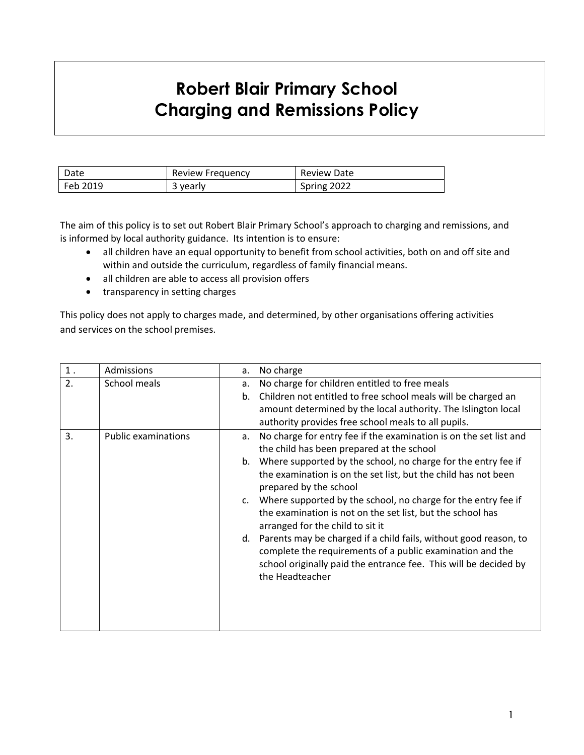# Robert Blair Primary School
# Charging and Remissions Policy

| Date | Review Frequency | Review Date |
|---|---|---|
| Feb 2019 | 3 yearly | Spring 2022 |

The aim of this policy is to set out Robert Blair Primary School's approach to charging and remissions, and is informed by local authority guidance. Its intention is to ensure:

- all children have an equal opportunity to benefit from school activities, both on and off site and within and outside the curriculum, regardless of family financial means.
- all children are able to access all provision offers
- transparency in setting charges

This policy does not apply to charges made, and determined, by other organisations offering activities and services on the school premises.

| | | |
|---|---|---|
| 1 . | Admissions | a. No charge |
| 2. | School meals | a. No charge for children entitled to free meals<br>b. Children not entitled to free school meals will be charged an amount determined by the local authority. The Islington local authority provides free school meals to all pupils. |
| 3. | Public examinations | a. No charge for entry fee if the examination is on the set list and the child has been prepared at the school<br>b. Where supported by the school, no charge for the entry fee if the examination is on the set list, but the child has not been prepared by the school<br>c. Where supported by the school, no charge for the entry fee if the examination is not on the set list, but the school has arranged for the child to sit it<br>d. Parents may be charged if a child fails, without good reason, to complete the requirements of a public examination and the school originally paid the entrance fee. This will be decided by the Headteacher |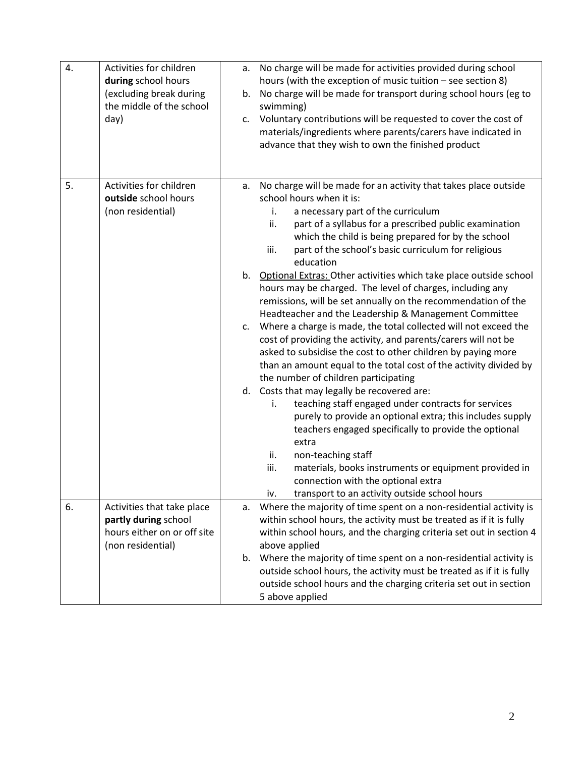| | | |
|---|---|---|
| 4. | Activities for children **during** school hours (excluding break during the middle of the school day) | a. No charge will be made for activities provided during school hours (with the exception of music tuition – see section 8)<br>b. No charge will be made for transport during school hours (eg to swimming)<br>c. Voluntary contributions will be requested to cover the cost of materials/ingredients where parents/carers have indicated in advance that they wish to own the finished product |
| 5. | Activities for children **outside** school hours (non residential) | a. No charge will be made for an activity that takes place outside school hours when it is:<br>i. a necessary part of the curriculum<br>ii. part of a syllabus for a prescribed public examination which the child is being prepared for by the school<br>iii. part of the school's basic curriculum for religious education<br>b. <u>Optional Extras:</u> Other activities which take place outside school hours may be charged. The level of charges, including any remissions, will be set annually on the recommendation of the Headteacher and the Leadership & Management Committee<br>c. Where a charge is made, the total collected will not exceed the cost of providing the activity, and parents/carers will not be asked to subsidise the cost to other children by paying more than an amount equal to the total cost of the activity divided by the number of children participating<br>d. Costs that may legally be recovered are:<br>i. teaching staff engaged under contracts for services purely to provide an optional extra; this includes supply teachers engaged specifically to provide the optional extra<br>ii. non-teaching staff<br>iii. materials, books instruments or equipment provided in connection with the optional extra<br>iv. transport to an activity outside school hours |
| 6. | Activities that take place **partly during** school hours either on or off site (non residential) | a. Where the majority of time spent on a non-residential activity is within school hours, the activity must be treated as if it is fully within school hours, and the charging criteria set out in section 4 above applied<br>b. Where the majority of time spent on a non-residential activity is outside school hours, the activity must be treated as if it is fully outside school hours and the charging criteria set out in section 5 above applied |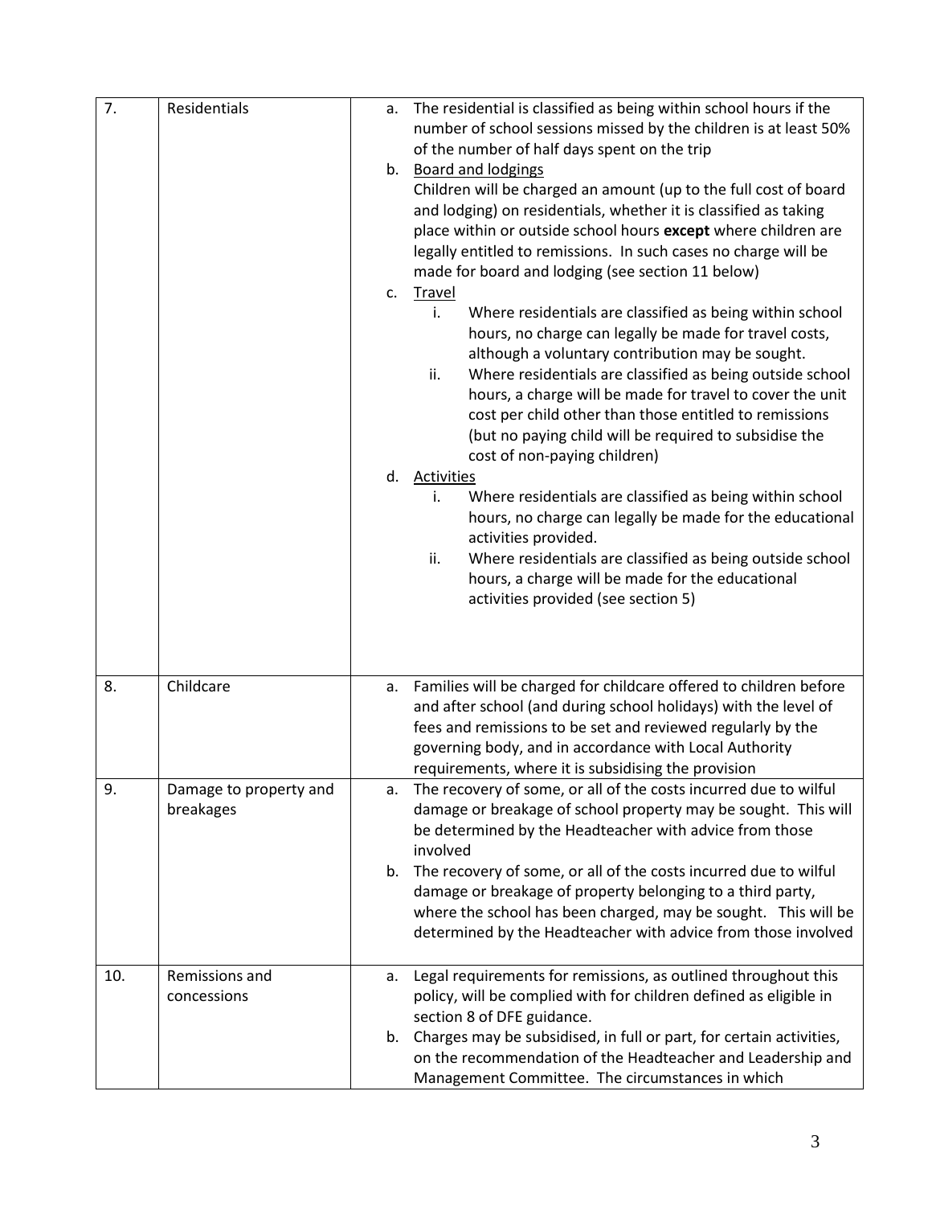| 7. | Residentials | a. The residential is classified as being within school hours if the number of school sessions missed by the children is at least 50% of the number of half days spent on the trip<br>b. Board and lodgings<br>Children will be charged an amount (up to the full cost of board and lodging) on residentials, whether it is classified as taking place within or outside school hours **except** where children are legally entitled to remissions. In such cases no charge will be made for board and lodging (see section 11 below)<br>c. Travel<br>i. Where residentials are classified as being within school hours, no charge can legally be made for travel costs, although a voluntary contribution may be sought.<br>ii. Where residentials are classified as being outside school hours, a charge will be made for travel to cover the unit cost per child other than those entitled to remissions (but no paying child will be required to subsidise the cost of non-paying children)<br>d. Activities<br>i. Where residentials are classified as being within school hours, no charge can legally be made for the educational activities provided.<br>ii. Where residentials are classified as being outside school hours, a charge will be made for the educational activities provided (see section 5) |
|---|---|---|
| 8. | Childcare | a. Families will be charged for childcare offered to children before and after school (and during school holidays) with the level of fees and remissions to be set and reviewed regularly by the governing body, and in accordance with Local Authority requirements, where it is subsidising the provision |
| 9. | Damage to property and breakages | a. The recovery of some, or all of the costs incurred due to wilful damage or breakage of school property may be sought. This will be determined by the Headteacher with advice from those involved<br>b. The recovery of some, or all of the costs incurred due to wilful damage or breakage of property belonging to a third party, where the school has been charged, may be sought. This will be determined by the Headteacher with advice from those involved |
| 10. | Remissions and concessions | a. Legal requirements for remissions, as outlined throughout this policy, will be complied with for children defined as eligible in section 8 of DFE guidance.<br>b. Charges may be subsidised, in full or part, for certain activities, on the recommendation of the Headteacher and Leadership and Management Committee. The circumstances in which |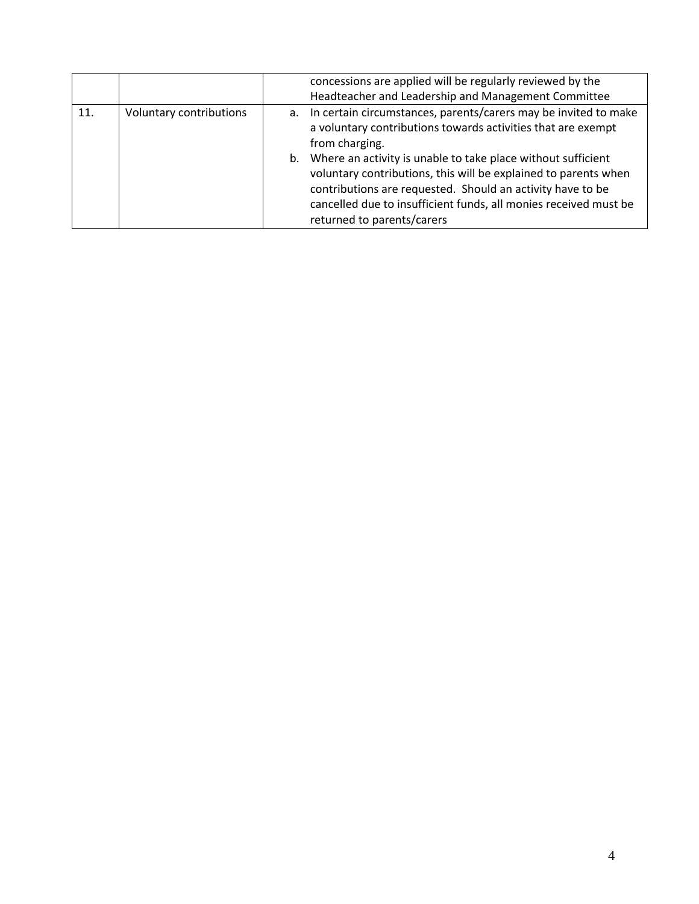| | | |
|---|---|---|
| | | concessions are applied will be regularly reviewed by the Headteacher and Leadership and Management Committee |
| 11. | Voluntary contributions | a. In certain circumstances, parents/carers may be invited to make a voluntary contributions towards activities that are exempt from charging.<br>b. Where an activity is unable to take place without sufficient voluntary contributions, this will be explained to parents when contributions are requested. Should an activity have to be cancelled due to insufficient funds, all monies received must be returned to parents/carers |